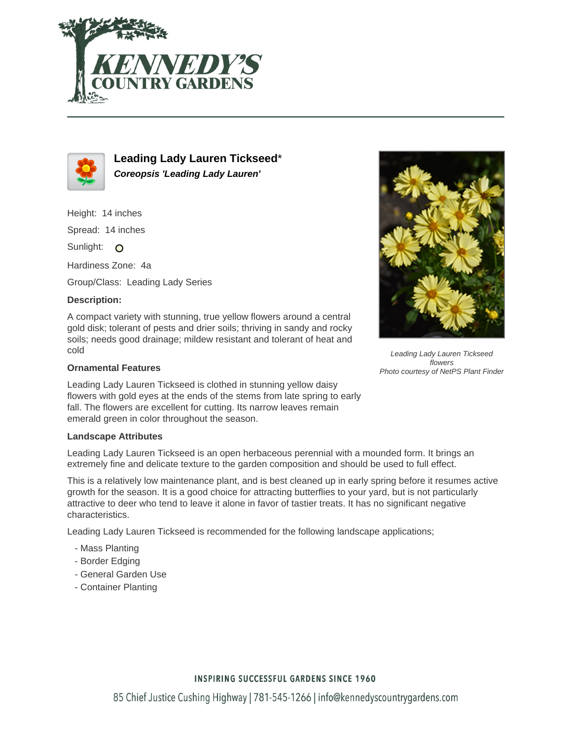# Leading Lady Lauren Tickseed*

***Coreopsis 'Leading Lady Lauren'***

Height: 14 inches

Spread: 14 inches

Sunlight: ○

Hardiness Zone: 4a

Group/Class: Leading Lady Series

### Description:

A compact variety with stunning, true yellow flowers around a central gold disk; tolerant of pests and drier soils; thriving in sandy and rocky soils; needs good drainage; mildew resistant and tolerant of heat and cold

### Ornamental Features

Leading Lady Lauren Tickseed is clothed in stunning yellow daisy flowers with gold eyes at the ends of the stems from late spring to early fall. The flowers are excellent for cutting. Its narrow leaves remain emerald green in color throughout the season.

*Leading Lady Lauren Tickseed flowers*
*Photo courtesy of NetPS Plant Finder*

### Landscape Attributes

Leading Lady Lauren Tickseed is an open herbaceous perennial with a mounded form. It brings an extremely fine and delicate texture to the garden composition and should be used to full effect.

This is a relatively low maintenance plant, and is best cleaned up in early spring before it resumes active growth for the season. It is a good choice for attracting butterflies to your yard, but is not particularly attractive to deer who tend to leave it alone in favor of tastier treats. It has no significant negative characteristics.

Leading Lady Lauren Tickseed is recommended for the following landscape applications;

- Mass Planting
- Border Edging
- General Garden Use
- Container Planting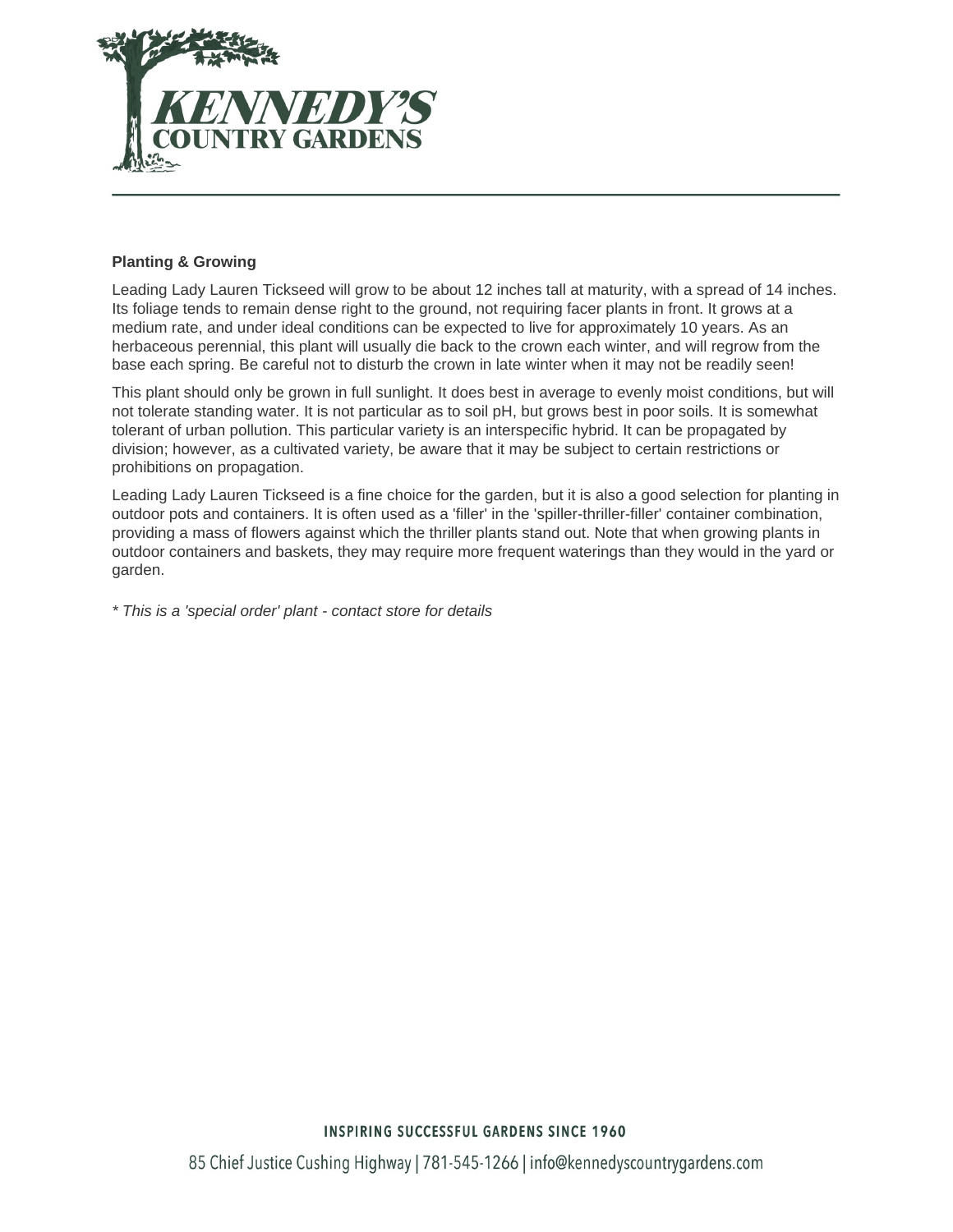**Planting & Growing**

Leading Lady Lauren Tickseed will grow to be about 12 inches tall at maturity, with a spread of 14 inches. Its foliage tends to remain dense right to the ground, not requiring facer plants in front. It grows at a medium rate, and under ideal conditions can be expected to live for approximately 10 years. As an herbaceous perennial, this plant will usually die back to the crown each winter, and will regrow from the base each spring. Be careful not to disturb the crown in late winter when it may not be readily seen!

This plant should only be grown in full sunlight. It does best in average to evenly moist conditions, but will not tolerate standing water. It is not particular as to soil pH, but grows best in poor soils. It is somewhat tolerant of urban pollution. This particular variety is an interspecific hybrid. It can be propagated by division; however, as a cultivated variety, be aware that it may be subject to certain restrictions or prohibitions on propagation.

Leading Lady Lauren Tickseed is a fine choice for the garden, but it is also a good selection for planting in outdoor pots and containers. It is often used as a 'filler' in the 'spiller-thriller-filler' container combination, providing a mass of flowers against which the thriller plants stand out. Note that when growing plants in outdoor containers and baskets, they may require more frequent waterings than they would in the yard or garden.

*\* This is a 'special order' plant - contact store for details*